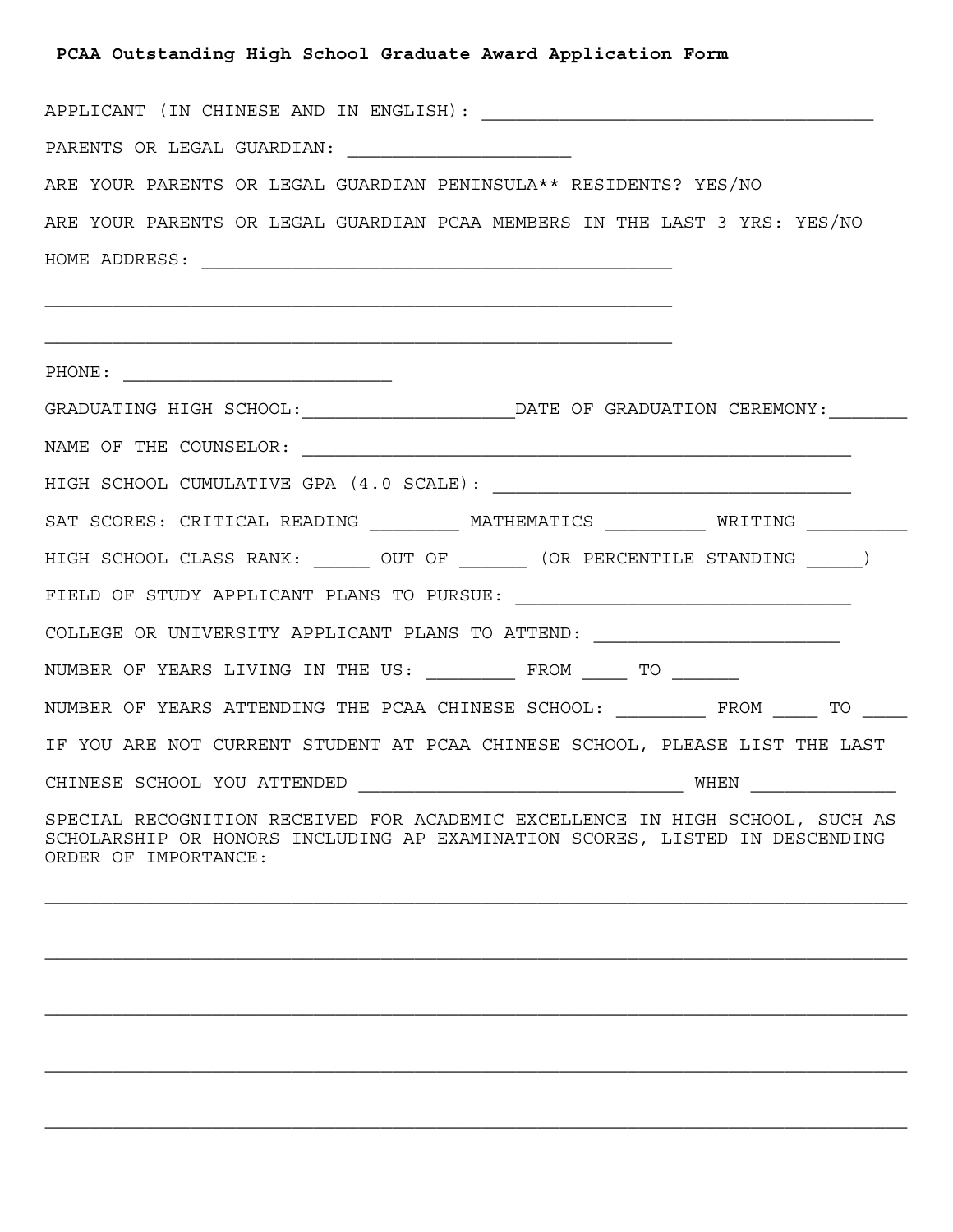# PCAA Outstanding High School Graduate Award Application Form

APPLICANT (IN CHINESE AND IN ENGLISH): ___________________________________

PARENTS OR LEGAL GUARDIAN: ____________________

ARE YOUR PARENTS OR LEGAL GUARDIAN PENINSULA** RESIDENTS? YES/NO

ARE YOUR PARENTS OR LEGAL GUARDIAN PCAA MEMBERS IN THE LAST 3 YRS: YES/NO

HOME ADDRESS: ___________________________________________

________________________________________________________

________________________________________________________

PHONE: ________________________

GRADUATING HIGH SCHOOL:___________________DATE OF GRADUATION CEREMONY:_______

NAME OF THE COUNSELOR: _________________________________________________

HIGH SCHOOL CUMULATIVE GPA (4.0 SCALE): ________________________________

SAT SCORES: CRITICAL READING ________ MATHEMATICS _________ WRITING _________

HIGH SCHOOL CLASS RANK: _____ OUT OF ______ (OR PERCENTILE STANDING _____)

FIELD OF STUDY APPLICANT PLANS TO PURSUE: ______________________________

COLLEGE OR UNIVERSITY APPLICANT PLANS TO ATTEND: ______________________

NUMBER OF YEARS LIVING IN THE US: ________ FROM ____ TO ______

NUMBER OF YEARS ATTENDING THE PCAA CHINESE SCHOOL: ________ FROM ____ TO ____

IF YOU ARE NOT CURRENT STUDENT AT PCAA CHINESE SCHOOL, PLEASE LIST THE LAST

CHINESE SCHOOL YOU ATTENDED _____________________________ WHEN _____________

SPECIAL RECOGNITION RECEIVED FOR ACADEMIC EXCELLENCE IN HIGH SCHOOL, SUCH AS SCHOLARSHIP OR HONORS INCLUDING AP EXAMINATION SCORES, LISTED IN DESCENDING ORDER OF IMPORTANCE:

_____________________________________________________________________________

_____________________________________________________________________________

_____________________________________________________________________________

_____________________________________________________________________________

_____________________________________________________________________________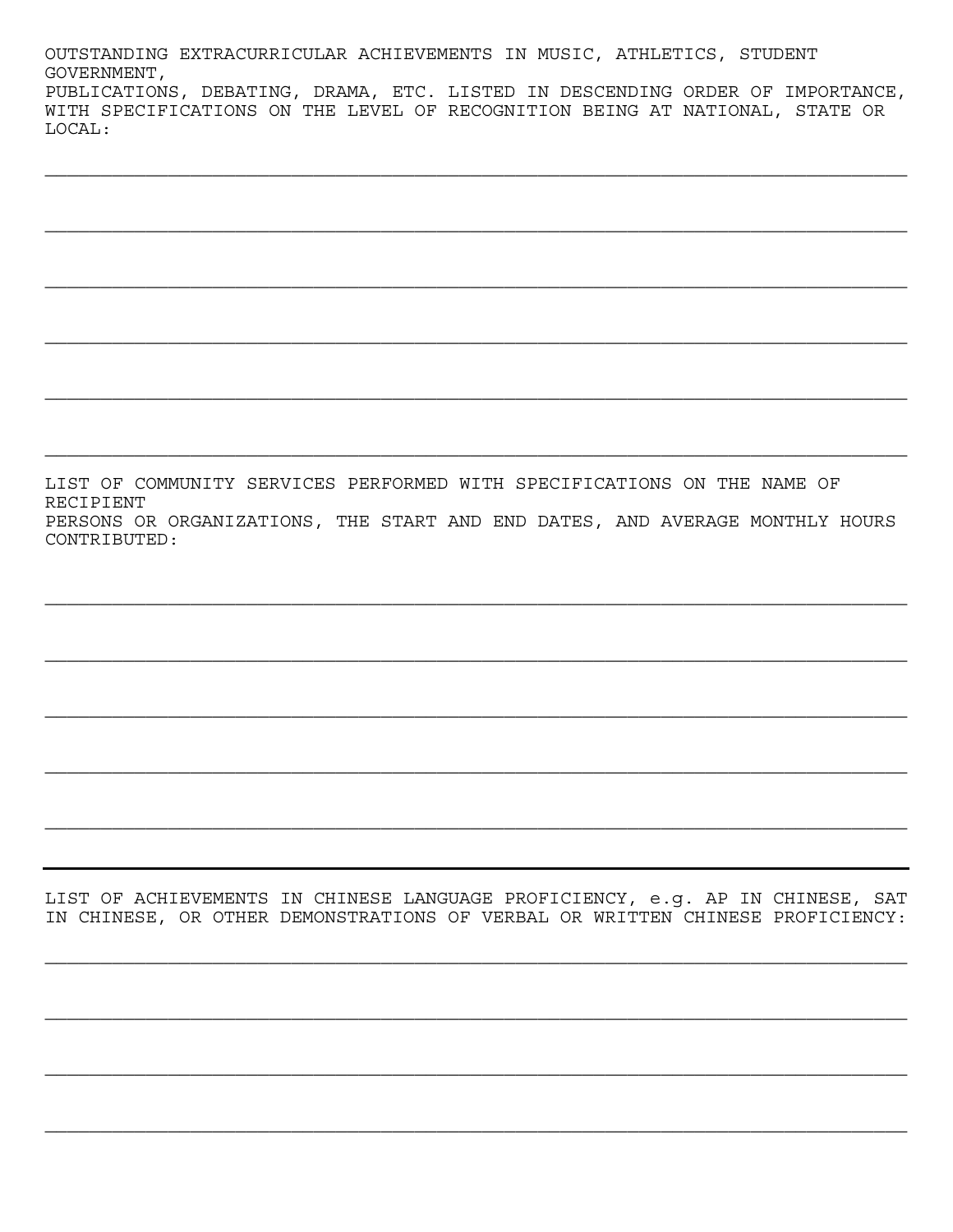OUTSTANDING EXTRACURRICULAR ACHIEVEMENTS IN MUSIC, ATHLETICS, STUDENT GOVERNMENT, PUBLICATIONS, DEBATING, DRAMA, ETC. LISTED IN DESCENDING ORDER OF IMPORTANCE, WITH SPECIFICATIONS ON THE LEVEL OF RECOGNITION BEING AT NATIONAL, STATE OR LOCAL:

\_\_\_\_\_\_\_\_\_\_\_\_\_\_\_\_\_\_\_\_\_\_\_\_\_\_\_\_\_\_\_\_\_\_\_\_\_\_\_\_\_\_\_\_\_\_\_\_\_\_\_\_\_\_\_\_\_\_\_\_\_\_\_\_\_\_\_\_\_\_\_\_

\_\_\_\_\_\_\_\_\_\_\_\_\_\_\_\_\_\_\_\_\_\_\_\_\_\_\_\_\_\_\_\_\_\_\_\_\_\_\_\_\_\_\_\_\_\_\_\_\_\_\_\_\_\_\_\_\_\_\_\_\_\_\_\_\_\_\_\_\_\_\_\_

\_\_\_\_\_\_\_\_\_\_\_\_\_\_\_\_\_\_\_\_\_\_\_\_\_\_\_\_\_\_\_\_\_\_\_\_\_\_\_\_\_\_\_\_\_\_\_\_\_\_\_\_\_\_\_\_\_\_\_\_\_\_\_\_\_\_\_\_\_\_\_\_

\_\_\_\_\_\_\_\_\_\_\_\_\_\_\_\_\_\_\_\_\_\_\_\_\_\_\_\_\_\_\_\_\_\_\_\_\_\_\_\_\_\_\_\_\_\_\_\_\_\_\_\_\_\_\_\_\_\_\_\_\_\_\_\_\_\_\_\_\_\_\_\_

\_\_\_\_\_\_\_\_\_\_\_\_\_\_\_\_\_\_\_\_\_\_\_\_\_\_\_\_\_\_\_\_\_\_\_\_\_\_\_\_\_\_\_\_\_\_\_\_\_\_\_\_\_\_\_\_\_\_\_\_\_\_\_\_\_\_\_\_\_\_\_\_

\_\_\_\_\_\_\_\_\_\_\_\_\_\_\_\_\_\_\_\_\_\_\_\_\_\_\_\_\_\_\_\_\_\_\_\_\_\_\_\_\_\_\_\_\_\_\_\_\_\_\_\_\_\_\_\_\_\_\_\_\_\_\_\_\_\_\_\_\_\_\_\_

LIST OF COMMUNITY SERVICES PERFORMED WITH SPECIFICATIONS ON THE NAME OF RECIPIENT PERSONS OR ORGANIZATIONS, THE START AND END DATES, AND AVERAGE MONTHLY HOURS CONTRIBUTED:

\_\_\_\_\_\_\_\_\_\_\_\_\_\_\_\_\_\_\_\_\_\_\_\_\_\_\_\_\_\_\_\_\_\_\_\_\_\_\_\_\_\_\_\_\_\_\_\_\_\_\_\_\_\_\_\_\_\_\_\_\_\_\_\_\_\_\_\_\_\_\_\_

\_\_\_\_\_\_\_\_\_\_\_\_\_\_\_\_\_\_\_\_\_\_\_\_\_\_\_\_\_\_\_\_\_\_\_\_\_\_\_\_\_\_\_\_\_\_\_\_\_\_\_\_\_\_\_\_\_\_\_\_\_\_\_\_\_\_\_\_\_\_\_\_

\_\_\_\_\_\_\_\_\_\_\_\_\_\_\_\_\_\_\_\_\_\_\_\_\_\_\_\_\_\_\_\_\_\_\_\_\_\_\_\_\_\_\_\_\_\_\_\_\_\_\_\_\_\_\_\_\_\_\_\_\_\_\_\_\_\_\_\_\_\_\_\_

\_\_\_\_\_\_\_\_\_\_\_\_\_\_\_\_\_\_\_\_\_\_\_\_\_\_\_\_\_\_\_\_\_\_\_\_\_\_\_\_\_\_\_\_\_\_\_\_\_\_\_\_\_\_\_\_\_\_\_\_\_\_\_\_\_\_\_\_\_\_\_\_

\_\_\_\_\_\_\_\_\_\_\_\_\_\_\_\_\_\_\_\_\_\_\_\_\_\_\_\_\_\_\_\_\_\_\_\_\_\_\_\_\_\_\_\_\_\_\_\_\_\_\_\_\_\_\_\_\_\_\_\_\_\_\_\_\_\_\_\_\_\_\_\_

---

LIST OF ACHIEVEMENTS IN CHINESE LANGUAGE PROFICIENCY, e.g. AP IN CHINESE, SAT IN CHINESE, OR OTHER DEMONSTRATIONS OF VERBAL OR WRITTEN CHINESE PROFICIENCY:

\_\_\_\_\_\_\_\_\_\_\_\_\_\_\_\_\_\_\_\_\_\_\_\_\_\_\_\_\_\_\_\_\_\_\_\_\_\_\_\_\_\_\_\_\_\_\_\_\_\_\_\_\_\_\_\_\_\_\_\_\_\_\_\_\_\_\_\_\_\_\_\_

\_\_\_\_\_\_\_\_\_\_\_\_\_\_\_\_\_\_\_\_\_\_\_\_\_\_\_\_\_\_\_\_\_\_\_\_\_\_\_\_\_\_\_\_\_\_\_\_\_\_\_\_\_\_\_\_\_\_\_\_\_\_\_\_\_\_\_\_\_\_\_\_

\_\_\_\_\_\_\_\_\_\_\_\_\_\_\_\_\_\_\_\_\_\_\_\_\_\_\_\_\_\_\_\_\_\_\_\_\_\_\_\_\_\_\_\_\_\_\_\_\_\_\_\_\_\_\_\_\_\_\_\_\_\_\_\_\_\_\_\_\_\_\_\_

\_\_\_\_\_\_\_\_\_\_\_\_\_\_\_\_\_\_\_\_\_\_\_\_\_\_\_\_\_\_\_\_\_\_\_\_\_\_\_\_\_\_\_\_\_\_\_\_\_\_\_\_\_\_\_\_\_\_\_\_\_\_\_\_\_\_\_\_\_\_\_\_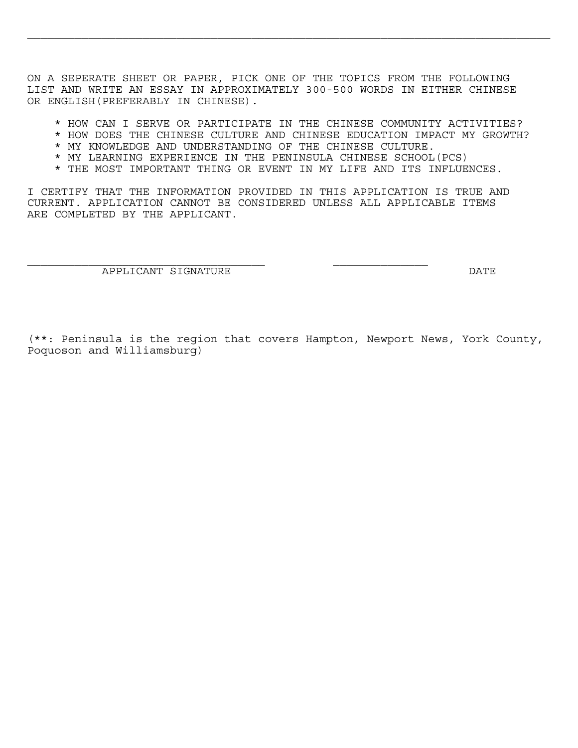---

ON A SEPERATE SHEET OR PAPER, PICK ONE OF THE TOPICS FROM THE FOLLOWING LIST AND WRITE AN ESSAY IN APPROXIMATELY 300-500 WORDS IN EITHER CHINESE OR ENGLISH(PREFERABLY IN CHINESE).

* HOW CAN I SERVE OR PARTICIPATE IN THE CHINESE COMMUNITY ACTIVITIES?
* HOW DOES THE CHINESE CULTURE AND CHINESE EDUCATION IMPACT MY GROWTH?
* MY KNOWLEDGE AND UNDERSTANDING OF THE CHINESE CULTURE.
* MY LEARNING EXPERIENCE IN THE PENINSULA CHINESE SCHOOL(PCS)
* THE MOST IMPORTANT THING OR EVENT IN MY LIFE AND ITS INFLUENCES.

I CERTIFY THAT THE INFORMATION PROVIDED IN THIS APPLICATION IS TRUE AND CURRENT. APPLICATION CANNOT BE CONSIDERED UNLESS ALL APPLICABLE ITEMS ARE COMPLETED BY THE APPLICANT.

\_\_\_\_\_\_\_\_\_\_\_\_\_\_\_\_\_\_\_\_\_\_\_\_\_\_\_\_\_\_\_\_\_\_\_ \_\_\_\_\_\_\_\_\_\_\_\_\_\_

APPLICANT SIGNATURE DATE

(**: Peninsula is the region that covers Hampton, Newport News, York County, Poquoson and Williamsburg)